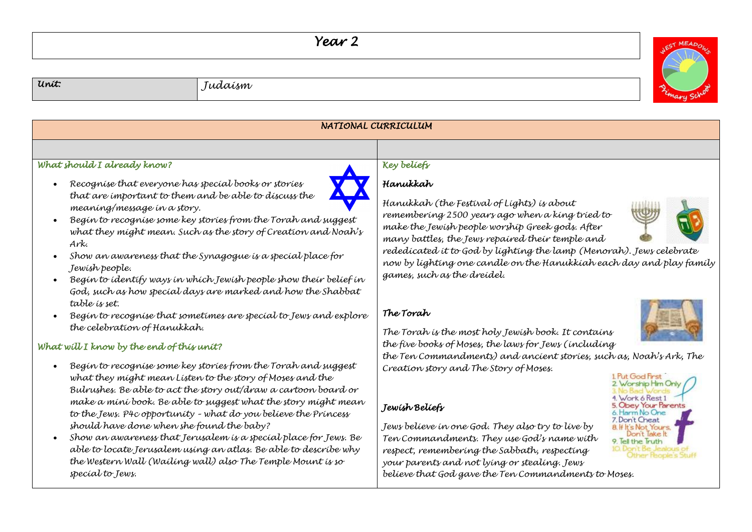# Year 2

| Unit: | Judaism |
| --- | --- |

## NATIONAL CURRICULUM

### What should I already know?

- Recognise that everyone has special books or stories that are important to them and be able to discuss the meaning/message in a story.
- Begin to recognise some key stories from the Torah and suggest what they might mean. Such as the story of Creation and Noah's Ark.
- Show an awareness that the Synagogue is a special place for Jewish people.
- Begin to identify ways in which Jewish people show their belief in God, such as how special days are marked and how the Shabbat table is set.
- Begin to recognise that sometimes are special to Jews and explore the celebration of Hanukkah.

### What will I know by the end of this unit?

- Begin to recognise some key stories from the Torah and suggest what they might mean Listen to the story of Moses and the Bulrushes. Be able to act the story out/draw a cartoon board or make a mini book. Be able to suggest what the story might mean to the Jews. P4c opportunity – what do you believe the Princess should have done when she found the baby?
- Show an awareness that Jerusalem is a special place for Jews. Be able to locate Jerusalem using an atlas. Be able to describe why the Western Wall (Wailing wall) also The Temple Mount is so special to Jews.

### Key beliefs

#### Hanukkah

Hanukkah (the Festival of Lights) is about remembering 2500 years ago when a king tried to make the Jewish people worship Greek gods. After many battles, the Jews repaired their temple and rededicated it to God by lighting the lamp (Menorah). Jews celebrate now by lighting one candle on the Hanukkiah each day and play family games, such as the dreidel.

#### The Torah

The Torah is the most holy Jewish book. It contains the five books of Moses, the laws for Jews (including the Ten Commandments) and ancient stories, such as, Noah's Ark, The Creation story and The Story of Moses.

#### Jewish Beliefs

Jews believe in one God. They also try to live by Ten Commandments. They use God's name with respect, remembering the Sabbath, respecting your parents and not lying or stealing. Jews believe that God gave the Ten Commandments to Moses.

1. Put God First
2. Worship Him Only
3. No Bad Words
4. Work 6 Rest 1
5. Obey Your Parents
6. Harm No One
7. Don't Cheat
8. If It's Not Yours, Don't Take It
9. Tell the Truth
10. Don't Be Jealous of Other People's Stuff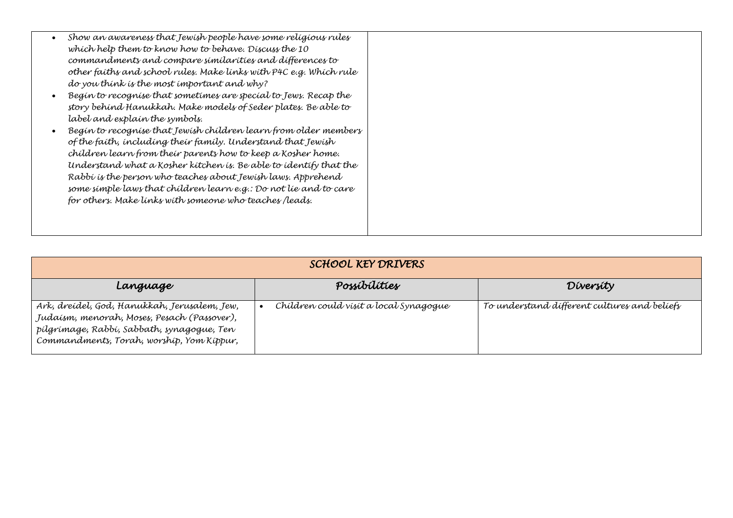| | |
|---|---|
| • Show an awareness that Jewish people have some religious rules which help them to know how to behave. Discuss the 10 commandments and compare similarities and differences to other faiths and school rules. Make links with P4C e.g. Which rule do you think is the most important and why?<br>• Begin to recognise that sometimes are special to Jews. Recap the story behind Hanukkah. Make models of Seder plates. Be able to label and explain the symbols.<br>• Begin to recognise that Jewish children learn from older members of the faith, including their family. Understand that Jewish children learn from their parents how to keep a Kosher home. Understand what a Kosher kitchen is. Be able to identify that the Rabbi is the person who teaches about Jewish laws. Apprehend some simple laws that children learn e.g.: Do not lie and to care for others. Make links with someone who teaches /leads. | |

| SCHOOL KEY DRIVERS | | |
|---|---|---|
| **Language** | **Possibilities** | **Diversity** |
| Ark, dreidel, God, Hanukkah, Jerusalem, Jew, Judaism, menorah, Moses, Pesach (Passover), pilgrimage, Rabbi, Sabbath, synagogue, Ten Commandments, Torah, worship, Yom Kippur, | • Children could visit a local Synagogue | To understand different cultures and beliefs |